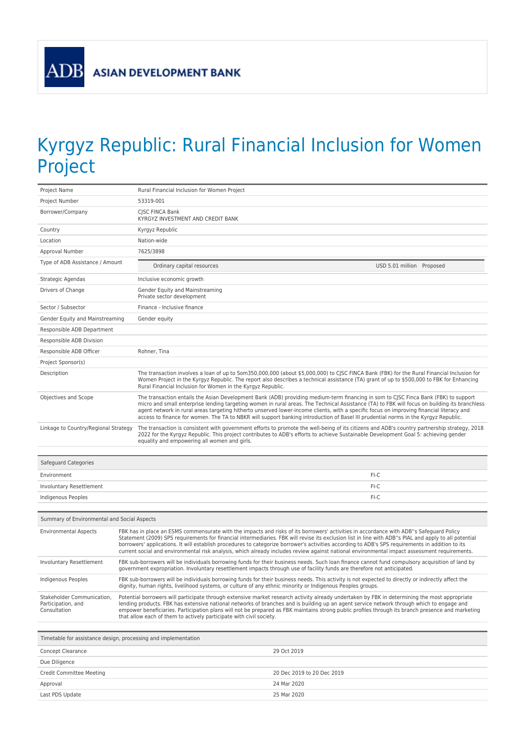ADB ASIAN DEVELOPMENT BANK

# Kyrgyz Republic: Rural Financial Inclusion for Women Project

| | |
|---|---|
| Project Name | Rural Financial Inclusion for Women Project |
| Project Number | 53319-001 |
| Borrower/Company | CJSC FINCA Bank<br>KYRGYZ INVESTMENT AND CREDIT BANK |
| Country | Kyrgyz Republic |
| Location | Nation-wide |
| Approval Number | 7625/3898 |
| Type of ADB Assistance / Amount | Ordinary capital resources — USD 5.01 million Proposed |
| Strategic Agendas | Inclusive economic growth |
| Drivers of Change | Gender Equity and Mainstreaming<br>Private sector development |
| Sector / Subsector | Finance - Inclusive finance |
| Gender Equity and Mainstreaming | Gender equity |
| Responsible ADB Department | |
| Responsible ADB Division | |
| Responsible ADB Officer | Rohner, Tina |
| Project Sponsor(s) | |
| Description | The transaction involves a loan of up to Som350,000,000 (about $5,000,000) to CJSC FINCA Bank (FBK) for the Rural Financial Inclusion for Women Project in the Kyrgyz Republic. The report also describes a technical assistance (TA) grant of up to $500,000 to FBK for Enhancing Rural Financial Inclusion for Women in the Kyrgyz Republic. |
| Objectives and Scope | The transaction entails the Asian Development Bank (ADB) providing medium-term financing in som to CJSC Finca Bank (FBK) to support micro and small enterprise lending targeting women in rural areas. The Technical Assistance (TA) to FBK will focus on building its branchless agent network in rural areas targeting hitherto unserved lower-income clients, with a specific focus on improving financial literacy and access to finance for women. The TA to NBKR will support banking introduction of Basel III prudential norms in the Kyrgyz Republic. |
| Linkage to Country/Regional Strategy | The transaction is consistent with government efforts to promote the well-being of its citizens and ADB's country partnership strategy, 2018 2022 for the Kyrgyz Republic. This project contributes to ADB's efforts to achieve Sustainable Development Goal 5: achieving gender equality and empowering all women and girls. |

| Safeguard Categories | |
|---|---|
| Environment | FI-C |
| Involuntary Resettlement | FI-C |
| Indigenous Peoples | FI-C |

| Summary of Environmental and Social Aspects | |
|---|---|
| Environmental Aspects | FBK has in place an ESMS commensurate with the impacts and risks of its borrowers' activities in accordance with ADB''s Safeguard Policy Statement (2009) SPS requirements for financial intermediaries. FBK will revise its exclusion list in line with ADB''s PIAL and apply to all potential borrowers' applications. It will establish procedures to categorize borrower's activities according to ADB's SPS requirements in addition to its current social and environmental risk analysis, which already includes review against national environmental impact assessment requirements. |
| Involuntary Resettlement | FBK sub-borrowers will be individuals borrowing funds for their business needs. Such loan finance cannot fund compulsory acquisition of land by government expropriation. Involuntary resettlement impacts through use of facility funds are therefore not anticipated. |
| Indigenous Peoples | FBK sub-borrowers will be individuals borrowing funds for their business needs. This activity is not expected to directly or indirectly affect the dignity, human rights, livelihood systems, or culture of any ethnic minority or Indigenous Peoples groups. |
| Stakeholder Communication, Participation, and Consultation | Potential borrowers will participate through extensive market research activity already undertaken by FBK in determining the most appropriate lending products. FBK has extensive national networks of branches and is building up an agent service network through which to engage and empower beneficiaries. Participation plans will not be prepared as FBK maintains strong public profiles through its branch presence and marketing that allow each of them to actively participate with civil society. |

| Timetable for assistance design, processing and implementation | |
|---|---|
| Concept Clearance | 29 Oct 2019 |
| Due Diligence | |
| Credit Committee Meeting | 20 Dec 2019 to 20 Dec 2019 |
| Approval | 24 Mar 2020 |
| Last PDS Update | 25 Mar 2020 |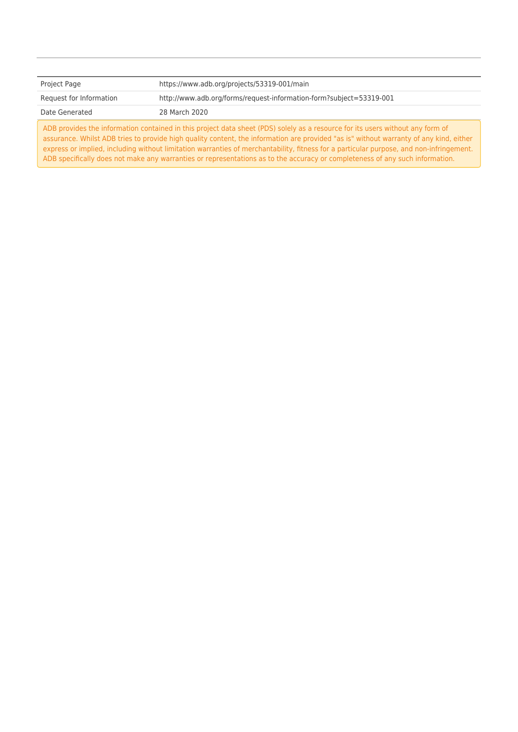| | |
|---|---|
| Project Page | https://www.adb.org/projects/53319-001/main |
| Request for Information | http://www.adb.org/forms/request-information-form?subject=53319-001 |
| Date Generated | 28 March 2020 |

ADB provides the information contained in this project data sheet (PDS) solely as a resource for its users without any form of assurance. Whilst ADB tries to provide high quality content, the information are provided "as is" without warranty of any kind, either express or implied, including without limitation warranties of merchantability, fitness for a particular purpose, and non-infringement. ADB specifically does not make any warranties or representations as to the accuracy or completeness of any such information.